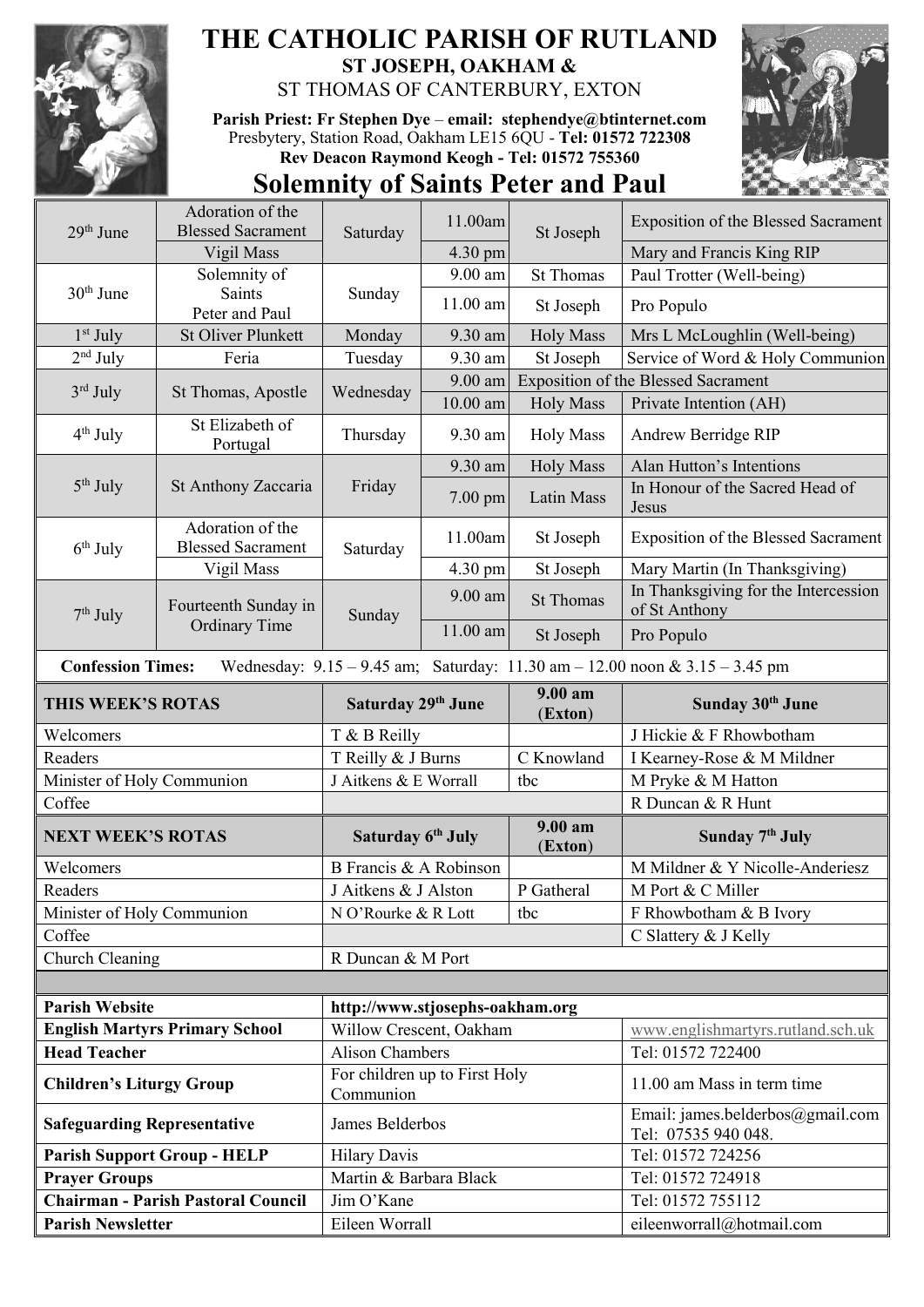# THE CATHOLIC PARISH OF RUTLAND

**ST JOSEPH, OAKHAM &**

ST THOMAS OF CANTERBURY, EXTON

**Parish Priest: Fr Stephen Dye** – **email: stephendye@btinternet.com**
Presbytery, Station Road, Oakham LE15 6QU - **Tel: 01572 722308**
**Rev Deacon Raymond Keogh - Tel: 01572 755360**

## Solemnity of Saints Peter and Paul

| Date | Feast | Day | Time | Place | Intention |
|---|---|---|---|---|---|
| 29th June | Adoration of the Blessed Sacrament | Saturday | 11.00am | St Joseph | Exposition of the Blessed Sacrament |
| | Vigil Mass | | 4.30 pm | | Mary and Francis King RIP |
| 30th June | Solemnity of Saints Peter and Paul | Sunday | 9.00 am | St Thomas | Paul Trotter (Well-being) |
| | | | 11.00 am | St Joseph | Pro Populo |
| 1st July | St Oliver Plunkett | Monday | 9.30 am | Holy Mass | Mrs L McLoughlin (Well-being) |
| 2nd July | Feria | Tuesday | 9.30 am | St Joseph | Service of Word & Holy Communion |
| 3rd July | St Thomas, Apostle | Wednesday | 9.00 am | Exposition of the Blessed Sacrament | |
| | | | 10.00 am | Holy Mass | Private Intention (AH) |
| 4th July | St Elizabeth of Portugal | Thursday | 9.30 am | Holy Mass | Andrew Berridge RIP |
| 5th July | St Anthony Zaccaria | Friday | 9.30 am | Holy Mass | Alan Hutton's Intentions |
| | | | 7.00 pm | Latin Mass | In Honour of the Sacred Head of Jesus |
| 6th July | Adoration of the Blessed Sacrament | Saturday | 11.00am | St Joseph | Exposition of the Blessed Sacrament |
| | Vigil Mass | | 4.30 pm | St Joseph | Mary Martin (In Thanksgiving) |
| 7th July | Fourteenth Sunday in Ordinary Time | Sunday | 9.00 am | St Thomas | In Thanksgiving for the Intercession of St Anthony |
| | | | 11.00 am | St Joseph | Pro Populo |

**Confession Times:** Wednesday: 9.15 – 9.45 am; Saturday: 11.30 am – 12.00 noon & 3.15 – 3.45 pm

| **THIS WEEK'S ROTAS** | **Saturday 29th June** | **9.00 am (Exton)** | **Sunday 30th June** |
|---|---|---|---|
| Welcomers | T & B Reilly | | J Hickie & F Rhowbotham |
| Readers | T Reilly & J Burns | C Knowland | I Kearney-Rose & M Mildner |
| Minister of Holy Communion | J Aitkens & E Worrall | tbc | M Pryke & M Hatton |
| Coffee | | | R Duncan & R Hunt |
| **NEXT WEEK'S ROTAS** | **Saturday 6th July** | **9.00 am (Exton)** | **Sunday 7th July** |
| Welcomers | B Francis & A Robinson | | M Mildner & Y Nicolle-Anderiesz |
| Readers | J Aitkens & J Alston | P Gatheral | M Port & C Miller |
| Minister of Holy Communion | N O'Rourke & R Lott | tbc | F Rhowbotham & B Ivory |
| Coffee | | | C Slattery & J Kelly |
| Church Cleaning | R Duncan & M Port | | |

| | | |
|---|---|---|
| **Parish Website** | **http://www.stjosephs-oakham.org** | |
| **English Martyrs Primary School** | Willow Crescent, Oakham | www.englishmartyrs.rutland.sch.uk |
| **Head Teacher** | Alison Chambers | Tel: 01572 722400 |
| **Children's Liturgy Group** | For children up to First Holy Communion | 11.00 am Mass in term time |
| **Safeguarding Representative** | James Belderbos | Email: james.belderbos@gmail.com Tel: 07535 940 048. |
| **Parish Support Group - HELP** | Hilary Davis | Tel: 01572 724256 |
| **Prayer Groups** | Martin & Barbara Black | Tel: 01572 724918 |
| **Chairman - Parish Pastoral Council** | Jim O'Kane | Tel: 01572 755112 |
| **Parish Newsletter** | Eileen Worrall | eileenworrall@hotmail.com |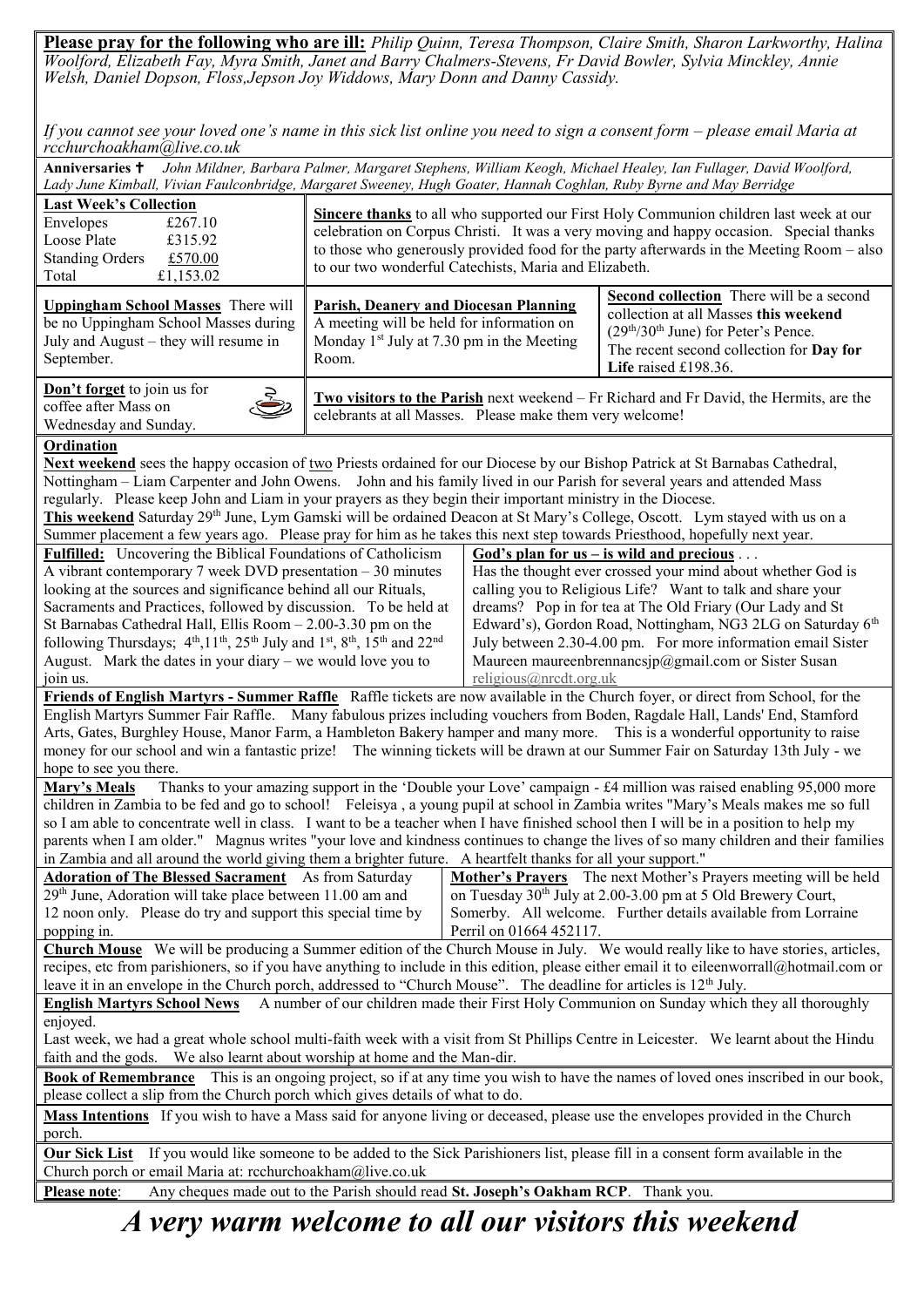**Please pray for the following who are ill:** *Philip Quinn, Teresa Thompson, Claire Smith, Sharon Larkworthy, Halina Woolford, Elizabeth Fay, Myra Smith, Janet and Barry Chalmers-Stevens, Fr David Bowler, Sylvia Minckley, Annie Welsh, Daniel Dopson, Floss,Jepson Joy Widdows, Mary Donn and Danny Cassidy.*

*If you cannot see your loved one's name in this sick list online you need to sign a consent form – please email Maria at rcchurchoakham@live.co.uk*

**Anniversaries ✝** *John Mildner, Barbara Palmer, Margaret Stephens, William Keogh, Michael Healey, Ian Fullager, David Woolford, Lady June Kimball, Vivian Faulconbridge, Margaret Sweeney, Hugh Goater, Hannah Coghlan, Ruby Byrne and May Berridge*

**Last Week's Collection**

| | |
|---|---|
| Envelopes | £267.10 |
| Loose Plate | £315.92 |
| Standing Orders | £570.00 |
| Total | £1,153.02 |

**Sincere thanks** to all who supported our First Holy Communion children last week at our celebration on Corpus Christi. It was a very moving and happy occasion. Special thanks to those who generously provided food for the party afterwards in the Meeting Room – also to our two wonderful Catechists, Maria and Elizabeth.

**Uppingham School Masses** There will be no Uppingham School Masses during July and August – they will resume in September.

**Parish, Deanery and Diocesan Planning** A meeting will be held for information on Monday 1st July at 7.30 pm in the Meeting Room.

**Second collection** There will be a second collection at all Masses **this weekend** (29th/30th June) for Peter's Pence. The recent second collection for **Day for Life** raised £198.36.

**Don't forget** to join us for coffee after Mass on Wednesday and Sunday.

**Two visitors to the Parish** next weekend – Fr Richard and Fr David, the Hermits, are the celebrants at all Masses. Please make them very welcome!

**Ordination**

**Next weekend** sees the happy occasion of two Priests ordained for our Diocese by our Bishop Patrick at St Barnabas Cathedral, Nottingham – Liam Carpenter and John Owens. John and his family lived in our Parish for several years and attended Mass regularly. Please keep John and Liam in your prayers as they begin their important ministry in the Diocese.

**This weekend** Saturday 29th June, Lym Gamski will be ordained Deacon at St Mary's College, Oscott. Lym stayed with us on a Summer placement a few years ago. Please pray for him as he takes this next step towards Priesthood, hopefully next year.

**Fulfilled:** Uncovering the Biblical Foundations of Catholicism
A vibrant contemporary 7 week DVD presentation – 30 minutes looking at the sources and significance behind all our Rituals, Sacraments and Practices, followed by discussion. To be held at St Barnabas Cathedral Hall, Ellis Room – 2.00-3.30 pm on the following Thursdays; 4th,11th, 25th July and 1st, 8th, 15th and 22nd August. Mark the dates in your diary – we would love you to join us.

**God's plan for us – is wild and precious** . . .
Has the thought ever crossed your mind about whether God is calling you to Religious Life? Want to talk and share your dreams? Pop in for tea at The Old Friary (Our Lady and St Edward's), Gordon Road, Nottingham, NG3 2LG on Saturday 6th July between 2.30-4.00 pm. For more information email Sister Maureen maureenbrennancsjp@gmail.com or Sister Susan religious@nrcdt.org.uk

**Friends of English Martyrs - Summer Raffle** Raffle tickets are now available in the Church foyer, or direct from School, for the English Martyrs Summer Fair Raffle. Many fabulous prizes including vouchers from Boden, Ragdale Hall, Lands' End, Stamford Arts, Gates, Burghley House, Manor Farm, a Hambleton Bakery hamper and many more. This is a wonderful opportunity to raise money for our school and win a fantastic prize! The winning tickets will be drawn at our Summer Fair on Saturday 13th July - we hope to see you there.

**Mary's Meals** Thanks to your amazing support in the 'Double your Love' campaign - £4 million was raised enabling 95,000 more children in Zambia to be fed and go to school! Feleisya , a young pupil at school in Zambia writes "Mary's Meals makes me so full so I am able to concentrate well in class. I want to be a teacher when I have finished school then I will be in a position to help my parents when I am older." Magnus writes "your love and kindness continues to change the lives of so many children and their families in Zambia and all around the world giving them a brighter future. A heartfelt thanks for all your support."

**Adoration of The Blessed Sacrament** As from Saturday 29th June, Adoration will take place between 11.00 am and 12 noon only. Please do try and support this special time by popping in.

**Mother's Prayers** The next Mother's Prayers meeting will be held on Tuesday 30th July at 2.00-3.00 pm at 5 Old Brewery Court, Somerby. All welcome. Further details available from Lorraine Perril on 01664 452117.

**Church Mouse** We will be producing a Summer edition of the Church Mouse in July. We would really like to have stories, articles, recipes, etc from parishioners, so if you have anything to include in this edition, please either email it to eileenworrall@hotmail.com or leave it in an envelope in the Church porch, addressed to "Church Mouse". The deadline for articles is 12th July.

**English Martyrs School News** A number of our children made their First Holy Communion on Sunday which they all thoroughly enjoyed.
Last week, we had a great whole school multi-faith week with a visit from St Phillips Centre in Leicester. We learnt about the Hindu faith and the gods. We also learnt about worship at home and the Man-dir.

**Book of Remembrance** This is an ongoing project, so if at any time you wish to have the names of loved ones inscribed in our book, please collect a slip from the Church porch which gives details of what to do.

**Mass Intentions** If you wish to have a Mass said for anyone living or deceased, please use the envelopes provided in the Church porch.

**Our Sick List** If you would like someone to be added to the Sick Parishioners list, please fill in a consent form available in the Church porch or email Maria at: rcchurchoakham@live.co.uk

**Please note**: Any cheques made out to the Parish should read **St. Joseph's Oakham RCP**. Thank you.

# *A very warm welcome to all our visitors this weekend*